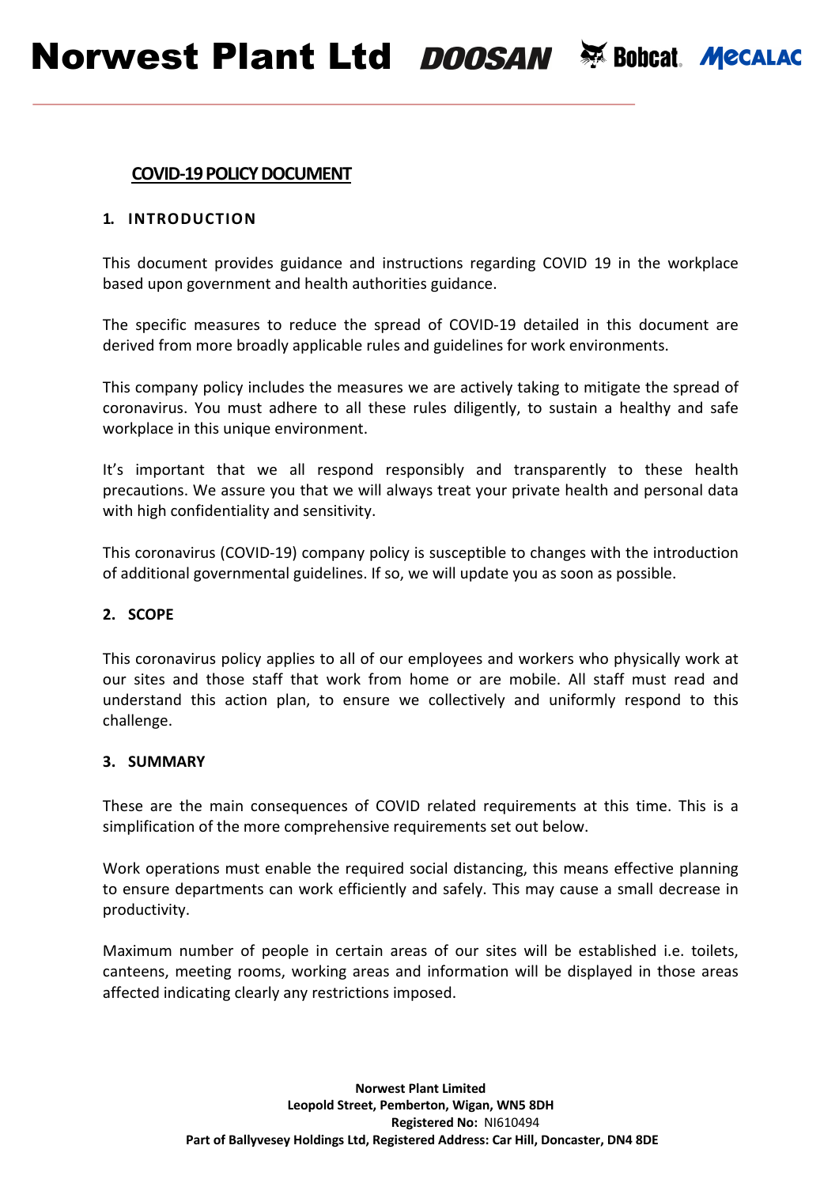# Norwest Plant Ltd

## COVID-19 POLICY DOCUMENT

### 1. INTRODUCTION

This document provides guidance and instructions regarding COVID 19 in the workplace based upon government and health authorities guidance.

The specific measures to reduce the spread of COVID-19 detailed in this document are derived from more broadly applicable rules and guidelines for work environments.

This company policy includes the measures we are actively taking to mitigate the spread of coronavirus. You must adhere to all these rules diligently, to sustain a healthy and safe workplace in this unique environment.

It's important that we all respond responsibly and transparently to these health precautions. We assure you that we will always treat your private health and personal data with high confidentiality and sensitivity.

This coronavirus (COVID-19) company policy is susceptible to changes with the introduction of additional governmental guidelines. If so, we will update you as soon as possible.

### 2. SCOPE

This coronavirus policy applies to all of our employees and workers who physically work at our sites and those staff that work from home or are mobile. All staff must read and understand this action plan, to ensure we collectively and uniformly respond to this challenge.

### 3. SUMMARY

These are the main consequences of COVID related requirements at this time. This is a simplification of the more comprehensive requirements set out below.

Work operations must enable the required social distancing, this means effective planning to ensure departments can work efficiently and safely. This may cause a small decrease in productivity.

Maximum number of people in certain areas of our sites will be established i.e. toilets, canteens, meeting rooms, working areas and information will be displayed in those areas affected indicating clearly any restrictions imposed.

**Norwest Plant Limited**
**Leopold Street, Pemberton, Wigan, WN5 8DH**
**Registered No:** NI610494
**Part of Ballyvesey Holdings Ltd, Registered Address: Car Hill, Doncaster, DN4 8DE**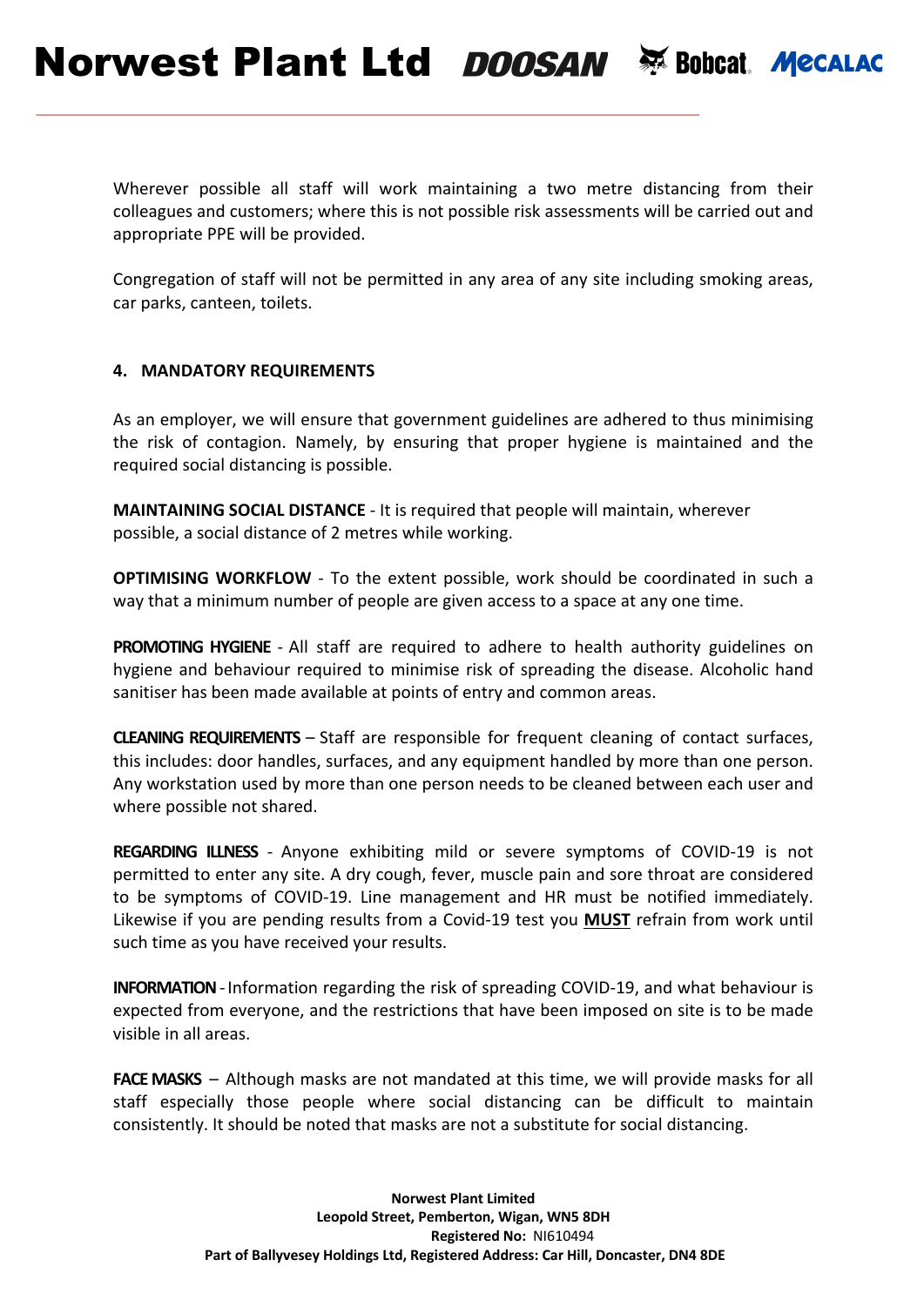Wherever possible all staff will work maintaining a two metre distancing from their colleagues and customers; where this is not possible risk assessments will be carried out and appropriate PPE will be provided.

Congregation of staff will not be permitted in any area of any site including smoking areas, car parks, canteen, toilets.

## 4. MANDATORY REQUIREMENTS

As an employer, we will ensure that government guidelines are adhered to thus minimising the risk of contagion. Namely, by ensuring that proper hygiene is maintained and the required social distancing is possible.

**MAINTAINING SOCIAL DISTANCE** - It is required that people will maintain, wherever possible, a social distance of 2 metres while working.

**OPTIMISING WORKFLOW** - To the extent possible, work should be coordinated in such a way that a minimum number of people are given access to a space at any one time.

**PROMOTING HYGIENE** - All staff are required to adhere to health authority guidelines on hygiene and behaviour required to minimise risk of spreading the disease. Alcoholic hand sanitiser has been made available at points of entry and common areas.

**CLEANING REQUIREMENTS** – Staff are responsible for frequent cleaning of contact surfaces, this includes: door handles, surfaces, and any equipment handled by more than one person. Any workstation used by more than one person needs to be cleaned between each user and where possible not shared.

**REGARDING ILLNESS** - Anyone exhibiting mild or severe symptoms of COVID-19 is not permitted to enter any site. A dry cough, fever, muscle pain and sore throat are considered to be symptoms of COVID-19. Line management and HR must be notified immediately. Likewise if you are pending results from a Covid-19 test you **MUST** refrain from work until such time as you have received your results.

**INFORMATION** - Information regarding the risk of spreading COVID-19, and what behaviour is expected from everyone, and the restrictions that have been imposed on site is to be made visible in all areas.

**FACE MASKS** – Although masks are not mandated at this time, we will provide masks for all staff especially those people where social distancing can be difficult to maintain consistently. It should be noted that masks are not a substitute for social distancing.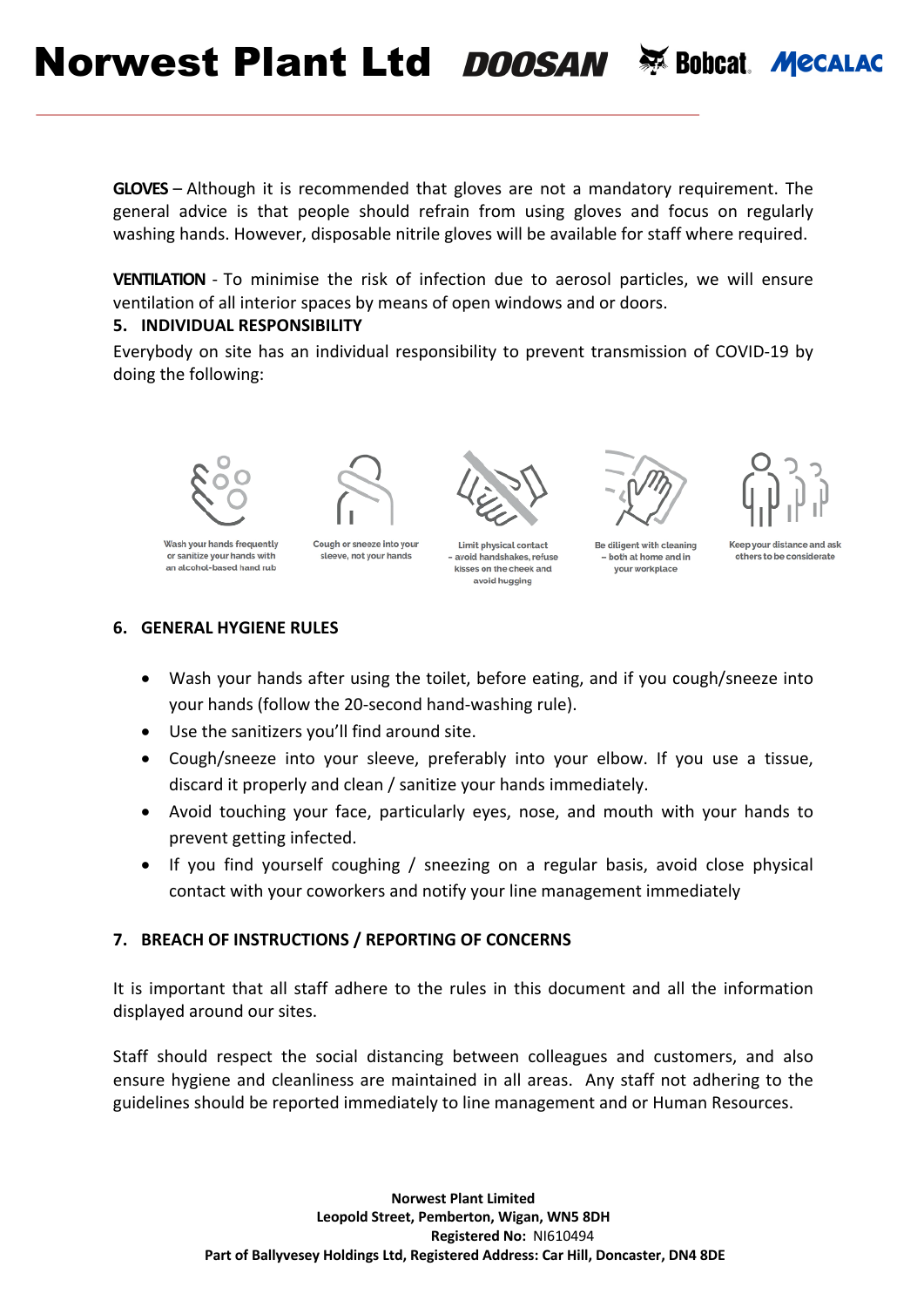**GLOVES** – Although it is recommended that gloves are not a mandatory requirement. The general advice is that people should refrain from using gloves and focus on regularly washing hands. However, disposable nitrile gloves will be available for staff where required.

**VENTILATION** - To minimise the risk of infection due to aerosol particles, we will ensure ventilation of all interior spaces by means of open windows and or doors.

## 5. INDIVIDUAL RESPONSIBILITY

Everybody on site has an individual responsibility to prevent transmission of COVID-19 by doing the following:

Wash your hands frequently or sanitize your hands with an alcohol-based hand rub

Cough or sneeze into your sleeve, not your hands

Limit physical contact – avoid handshakes, refuse kisses on the cheek and avoid hugging

Be diligent with cleaning – both at home and in your workplace

Keep your distance and ask others to be considerate

## 6. GENERAL HYGIENE RULES

- Wash your hands after using the toilet, before eating, and if you cough/sneeze into your hands (follow the 20-second hand-washing rule).
- Use the sanitizers you'll find around site.
- Cough/sneeze into your sleeve, preferably into your elbow. If you use a tissue, discard it properly and clean / sanitize your hands immediately.
- Avoid touching your face, particularly eyes, nose, and mouth with your hands to prevent getting infected.
- If you find yourself coughing / sneezing on a regular basis, avoid close physical contact with your coworkers and notify your line management immediately

## 7. BREACH OF INSTRUCTIONS / REPORTING OF CONCERNS

It is important that all staff adhere to the rules in this document and all the information displayed around our sites.

Staff should respect the social distancing between colleagues and customers, and also ensure hygiene and cleanliness are maintained in all areas. Any staff not adhering to the guidelines should be reported immediately to line management and or Human Resources.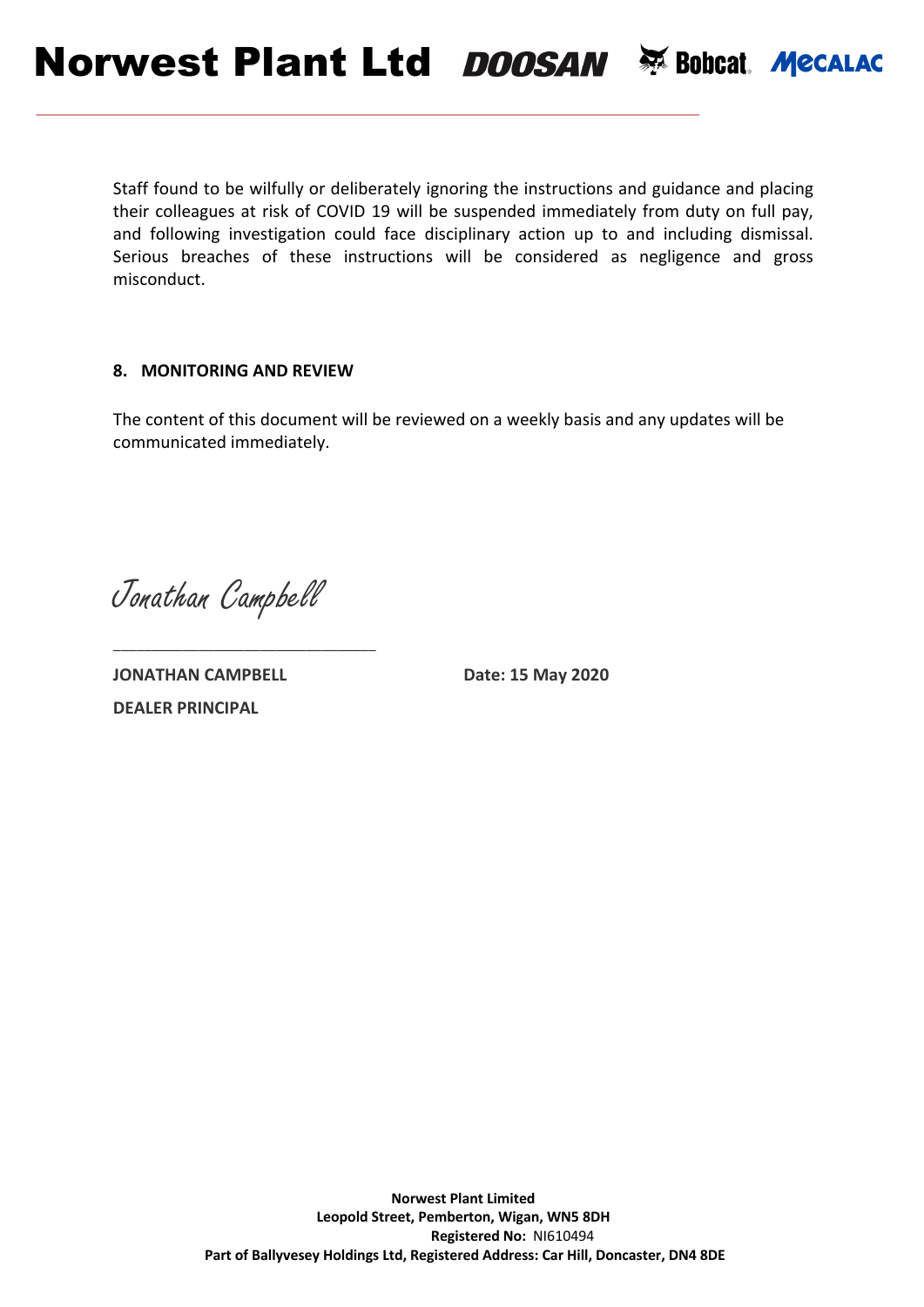Staff found to be wilfully or deliberately ignoring the instructions and guidance and placing their colleagues at risk of COVID 19 will be suspended immediately from duty on full pay, and following investigation could face disciplinary action up to and including dismissal. Serious breaches of these instructions will be considered as negligence and gross misconduct.

**8. MONITORING AND REVIEW**

The content of this document will be reviewed on a weekly basis and any updates will be communicated immediately.

*Jonathan Campbell*

\_\_\_\_\_\_\_\_\_\_\_\_\_\_\_\_\_\_\_\_\_\_\_\_\_\_\_\_\_\_

**JONATHAN CAMPBELL** **Date: 15 May 2020**

**DEALER PRINCIPAL**